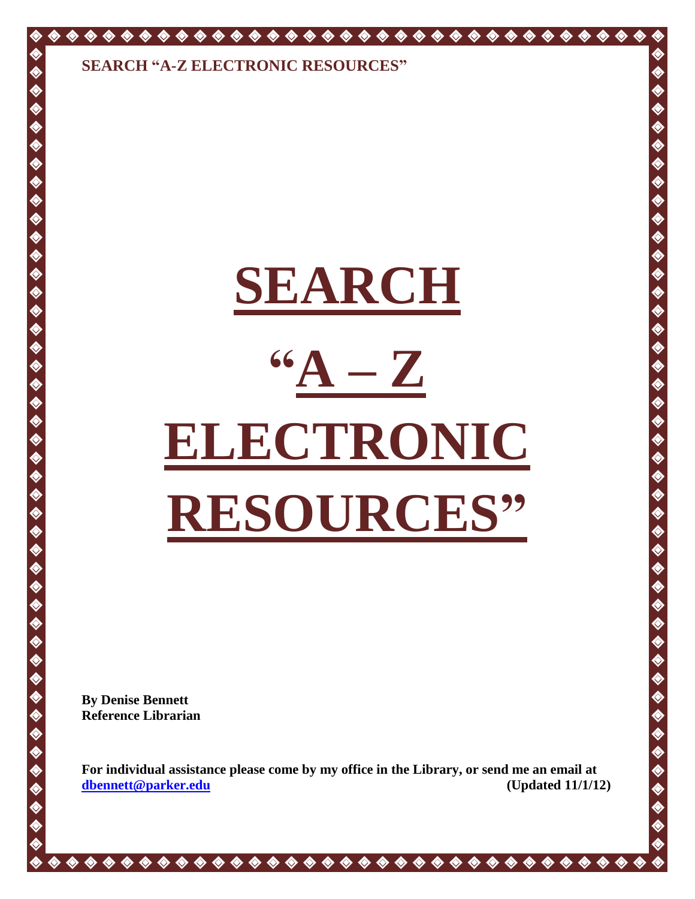# SEARCH "A – Z ELECTRONIC RESOURCES"

**By Denise Bennett**
**Reference Librarian**

**For individual assistance please come by my office in the Library, or send me an email at [dbennett@parker.edu](mailto:dbennett@parker.edu) (Updated 11/1/12)**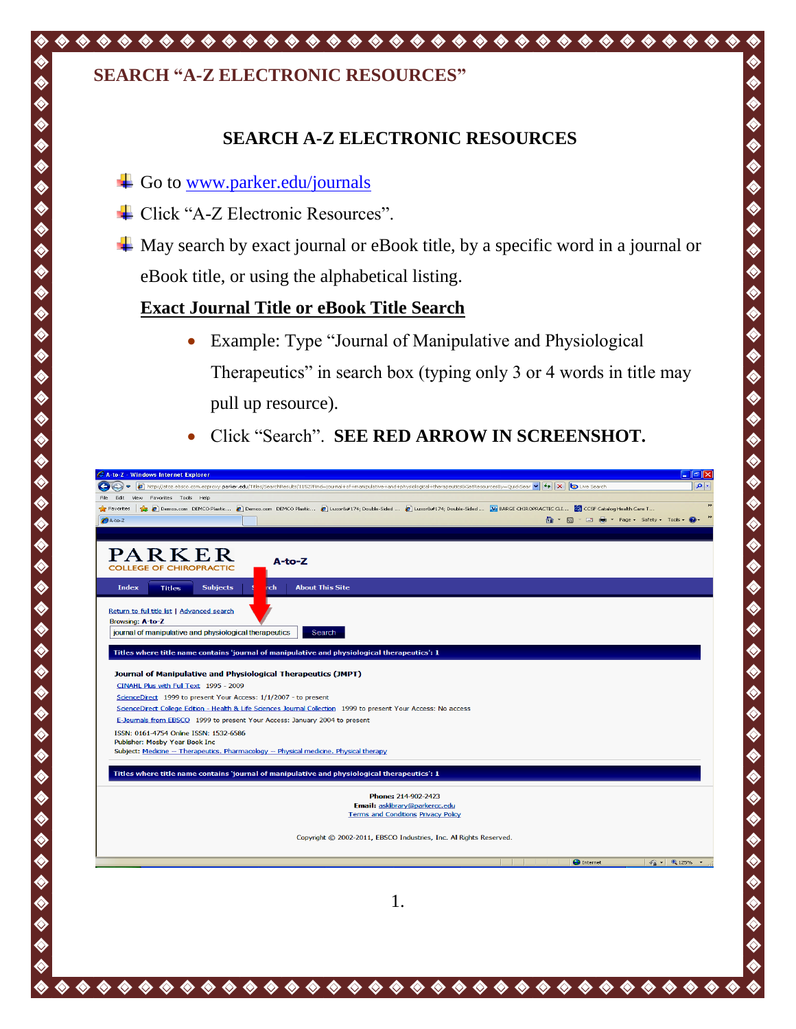## SEARCH "A-Z ELECTRONIC RESOURCES"

### SEARCH A-Z ELECTRONIC RESOURCES

- Go to www.parker.edu/journals
- Click "A-Z Electronic Resources".
- May search by exact journal or eBook title, by a specific word in a journal or eBook title, or using the alphabetical listing.

**Exact Journal Title or eBook Title Search**

- Example: Type "Journal of Manipulative and Physiological Therapeutics" in search box (typing only 3 or 4 words in title may pull up resource).
- Click "Search". **SEE RED ARROW IN SCREENSHOT.**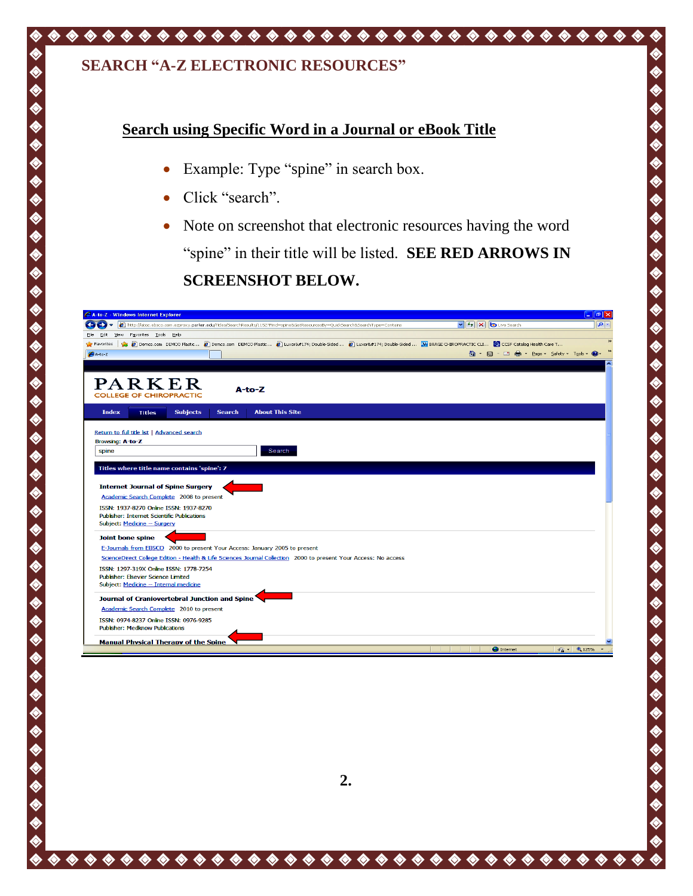## SEARCH "A-Z ELECTRONIC RESOURCES"

### Search using Specific Word in a Journal or eBook Title

- Example: Type "spine" in search box.
- Click "search".
- Note on screenshot that electronic resources having the word "spine" in their title will be listed. **SEE RED ARROWS IN SCREENSHOT BELOW.**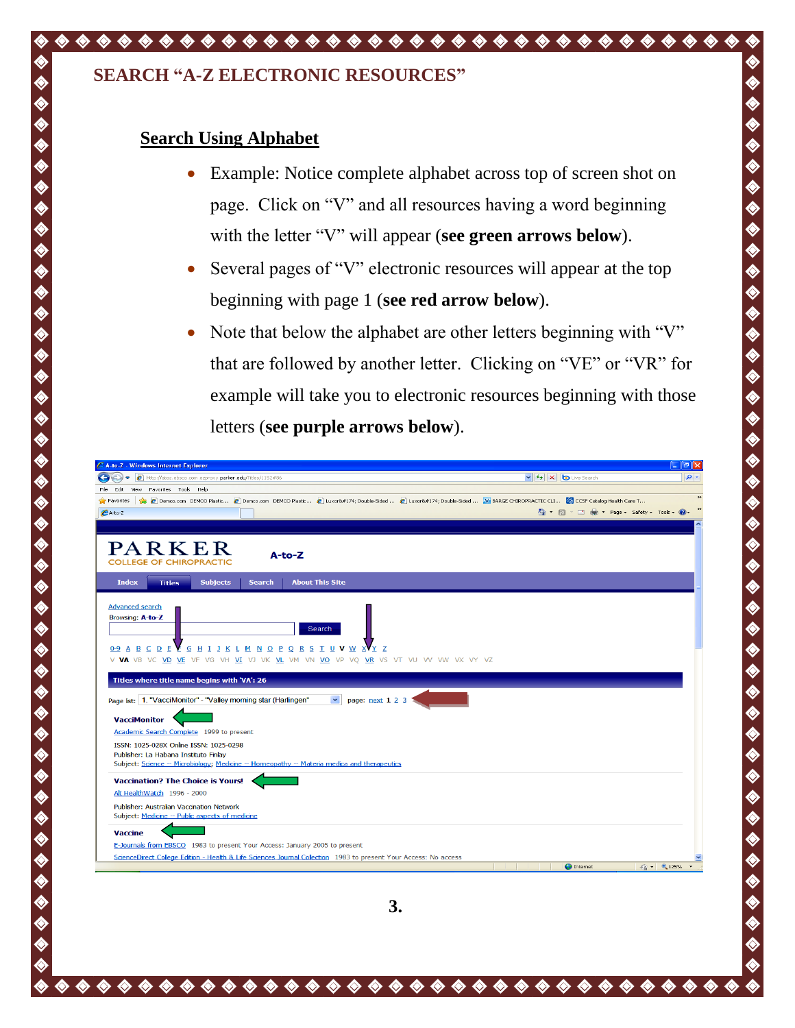## SEARCH "A-Z ELECTRONIC RESOURCES"

### Search Using Alphabet

- Example: Notice complete alphabet across top of screen shot on page. Click on "V" and all resources having a word beginning with the letter "V" will appear (**see green arrows below**).
- Several pages of "V" electronic resources will appear at the top beginning with page 1 (**see red arrow below**).
- Note that below the alphabet are other letters beginning with "V" that are followed by another letter. Clicking on "VE" or "VR" for example will take you to electronic resources beginning with those letters (**see purple arrows below**).